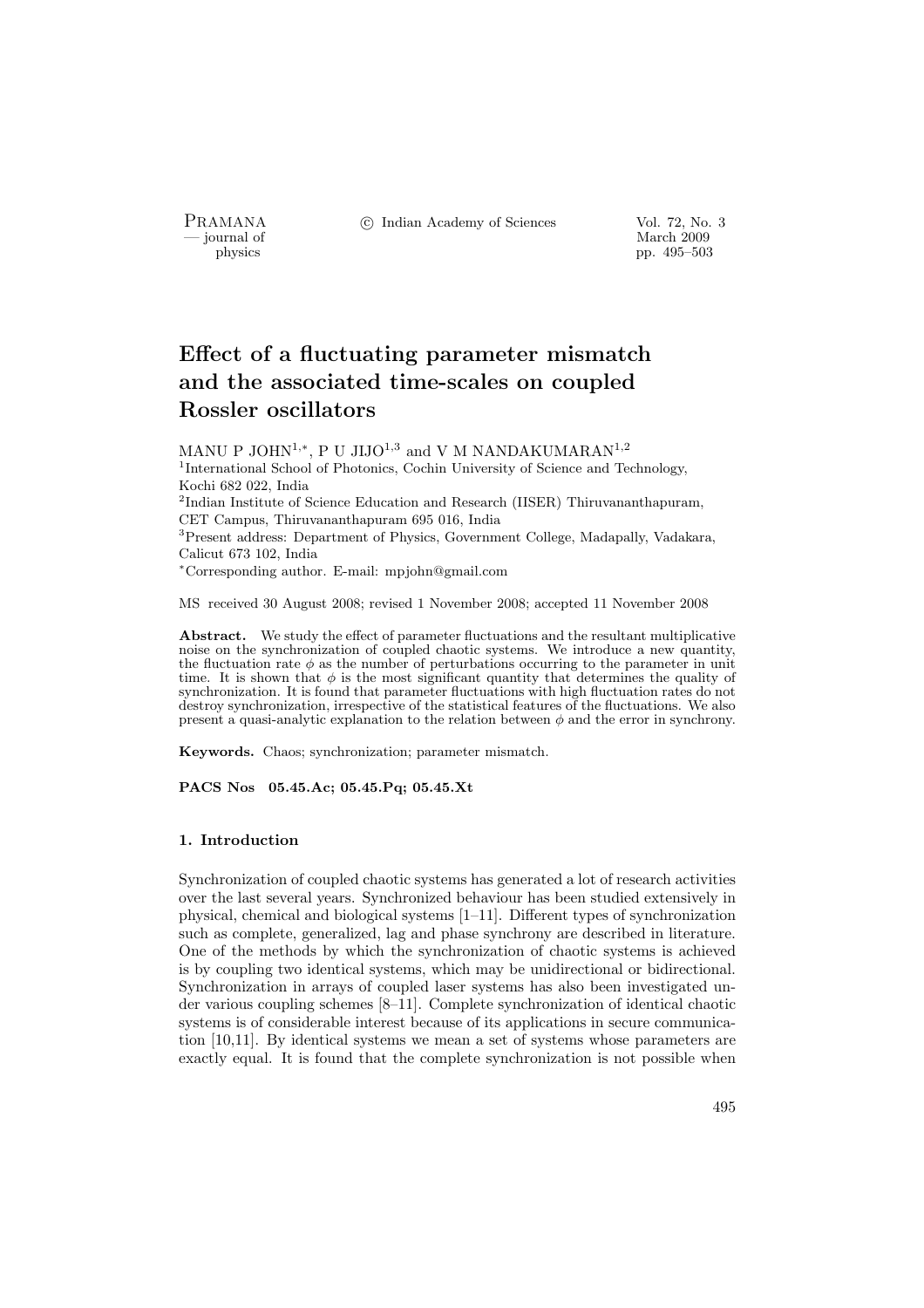# Effect of a fluctuating parameter mismatch and the associated time-scales on coupled Rossler oscillators

MANU P JOHN[1,*], P U JIJO[1,3] and V M NANDAKUMARAN[1,2]

[1]International School of Photonics, Cochin University of Science and Technology, Kochi 682 022, India

[2]Indian Institute of Science Education and Research (IISER) Thiruvananthapuram, CET Campus, Thiruvananthapuram 695 016, India

[3]Present address: Department of Physics, Government College, Madapally, Vadakara, Calicut 673 102, India

[*]Corresponding author. E-mail: mpjohn@gmail.com

MS received 30 August 2008; revised 1 November 2008; accepted 11 November 2008

**Abstract.** We study the effect of parameter fluctuations and the resultant multiplicative noise on the synchronization of coupled chaotic systems. We introduce a new quantity, the fluctuation rate $\phi$ as the number of perturbations occurring to the parameter in unit time. It is shown that $\phi$ is the most significant quantity that determines the quality of synchronization. It is found that parameter fluctuations with high fluctuation rates do not destroy synchronization, irrespective of the statistical features of the fluctuations. We also present a quasi-analytic explanation to the relation between $\phi$ and the error in synchrony.

**Keywords.** Chaos; synchronization; parameter mismatch.

**PACS Nos 05.45.Ac; 05.45.Pq; 05.45.Xt**

## 1. Introduction

Synchronization of coupled chaotic systems has generated a lot of research activities over the last several years. Synchronized behaviour has been studied extensively in physical, chemical and biological systems [1–11]. Different types of synchronization such as complete, generalized, lag and phase synchrony are described in literature. One of the methods by which the synchronization of chaotic systems is achieved is by coupling two identical systems, which may be unidirectional or bidirectional. Synchronization in arrays of coupled laser systems has also been investigated under various coupling schemes [8–11]. Complete synchronization of identical chaotic systems is of considerable interest because of its applications in secure communication [10,11]. By identical systems we mean a set of systems whose parameters are exactly equal. It is found that the complete synchronization is not possible when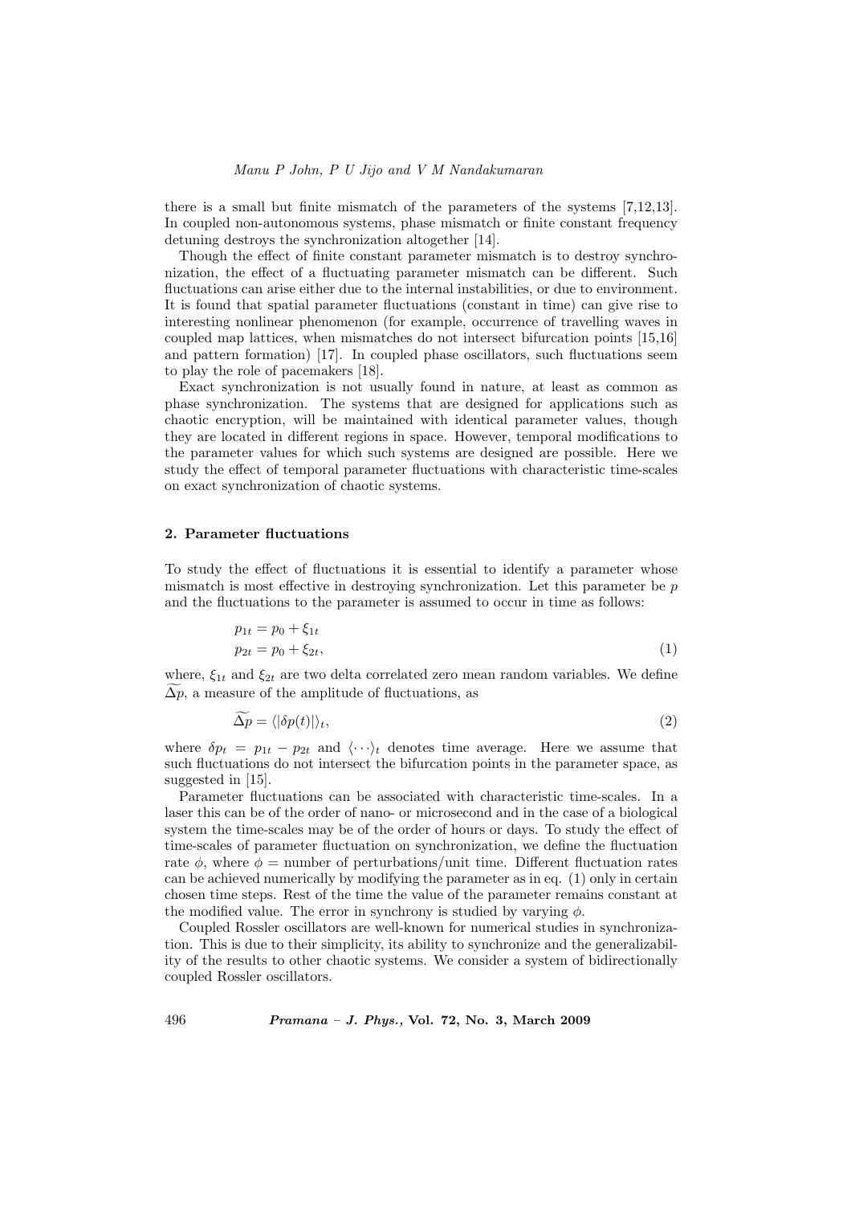there is a small but finite mismatch of the parameters of the systems [7,12,13]. In coupled non-autonomous systems, phase mismatch or finite constant frequency detuning destroys the synchronization altogether [14].

Though the effect of finite constant parameter mismatch is to destroy synchronization, the effect of a fluctuating parameter mismatch can be different. Such fluctuations can arise either due to the internal instabilities, or due to environment. It is found that spatial parameter fluctuations (constant in time) can give rise to interesting nonlinear phenomenon (for example, occurrence of travelling waves in coupled map lattices, when mismatches do not intersect bifurcation points [15,16] and pattern formation) [17]. In coupled phase oscillators, such fluctuations seem to play the role of pacemakers [18].

Exact synchronization is not usually found in nature, at least as common as phase synchronization. The systems that are designed for applications such as chaotic encryption, will be maintained with identical parameter values, though they are located in different regions in space. However, temporal modifications to the parameter values for which such systems are designed are possible. Here we study the effect of temporal parameter fluctuations with characteristic time-scales on exact synchronization of chaotic systems.

## 2. Parameter fluctuations

To study the effect of fluctuations it is essential to identify a parameter whose mismatch is most effective in destroying synchronization. Let this parameter be $p$ and the fluctuations to the parameter is assumed to occur in time as follows:

$$
\begin{aligned}
p_{1t} &= p_0 + \xi_{1t} \\
p_{2t} &= p_0 + \xi_{2t},
\end{aligned}
\tag{1}
$$

where, $\xi_{1t}$ and $\xi_{2t}$ are two delta correlated zero mean random variables. We define $\widetilde{\Delta p}$, a measure of the amplitude of fluctuations, as

$$
\widetilde{\Delta p} = \langle |\delta p(t)| \rangle_t,
\tag{2}
$$

where $\delta p_t = p_{1t} - p_{2t}$ and $\langle \cdots \rangle_t$ denotes time average. Here we assume that such fluctuations do not intersect the bifurcation points in the parameter space, as suggested in [15].

Parameter fluctuations can be associated with characteristic time-scales. In a laser this can be of the order of nano- or microsecond and in the case of a biological system the time-scales may be of the order of hours or days. To study the effect of time-scales of parameter fluctuation on synchronization, we define the fluctuation rate $\phi$, where $\phi$ = number of perturbations/unit time. Different fluctuation rates can be achieved numerically by modifying the parameter as in eq. (1) only in certain chosen time steps. Rest of the time the value of the parameter remains constant at the modified value. The error in synchrony is studied by varying $\phi$.

Coupled Rossler oscillators are well-known for numerical studies in synchronization. This is due to their simplicity, its ability to synchronize and the generalizability of the results to other chaotic systems. We consider a system of bidirectionally coupled Rossler oscillators.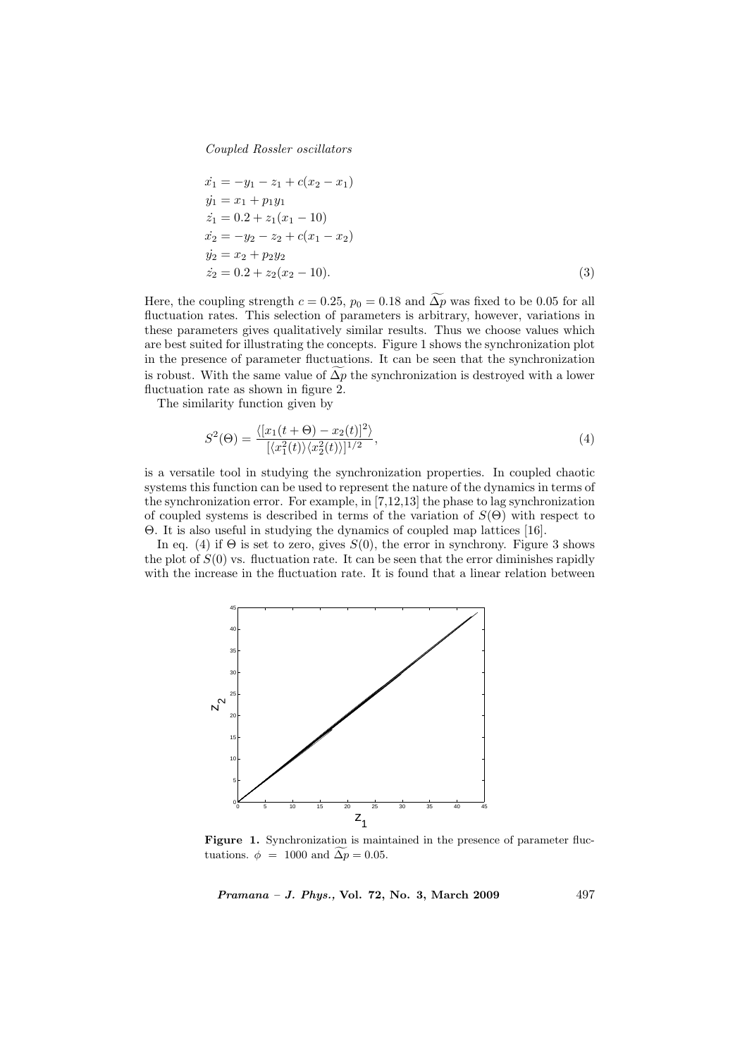*Coupled Rossler oscillators*

$$
\begin{aligned}
\dot{x_1} &= -y_1 - z_1 + c(x_2 - x_1) \\
\dot{y_1} &= x_1 + p_1 y_1 \\
\dot{z_1} &= 0.2 + z_1(x_1 - 10) \\
\dot{x_2} &= -y_2 - z_2 + c(x_1 - x_2) \\
\dot{y_2} &= x_2 + p_2 y_2 \\
\dot{z_2} &= 0.2 + z_2(x_2 - 10).
\end{aligned} \tag{3}
$$

Here, the coupling strength $c = 0.25$, $p_0 = 0.18$ and $\widetilde{\Delta p}$ was fixed to be 0.05 for all fluctuation rates. This selection of parameters is arbitrary, however, variations in these parameters gives qualitatively similar results. Thus we choose values which are best suited for illustrating the concepts. Figure 1 shows the synchronization plot in the presence of parameter fluctuations. It can be seen that the synchronization is robust. With the same value of $\widetilde{\Delta p}$ the synchronization is destroyed with a lower fluctuation rate as shown in figure 2.

The similarity function given by

$$
S^2(\Theta) = \frac{\langle [x_1(t+\Theta) - x_2(t)]^2 \rangle}{[\langle x_1^2(t) \rangle \langle x_2^2(t) \rangle]^{1/2}}, \tag{4}
$$

is a versatile tool in studying the synchronization properties. In coupled chaotic systems this function can be used to represent the nature of the dynamics in terms of the synchronization error. For example, in [7,12,13] the phase to lag synchronization of coupled systems is described in terms of the variation of $S(\Theta)$ with respect to $\Theta$. It is also useful in studying the dynamics of coupled map lattices [16].

In eq. (4) if $\Theta$ is set to zero, gives $S(0)$, the error in synchrony. Figure 3 shows the plot of $S(0)$ vs. fluctuation rate. It can be seen that the error diminishes rapidly with the increase in the fluctuation rate. It is found that a linear relation between

**Figure 1.** Synchronization is maintained in the presence of parameter fluctuations. $\phi = 1000$ and $\widetilde{\Delta p} = 0.05$.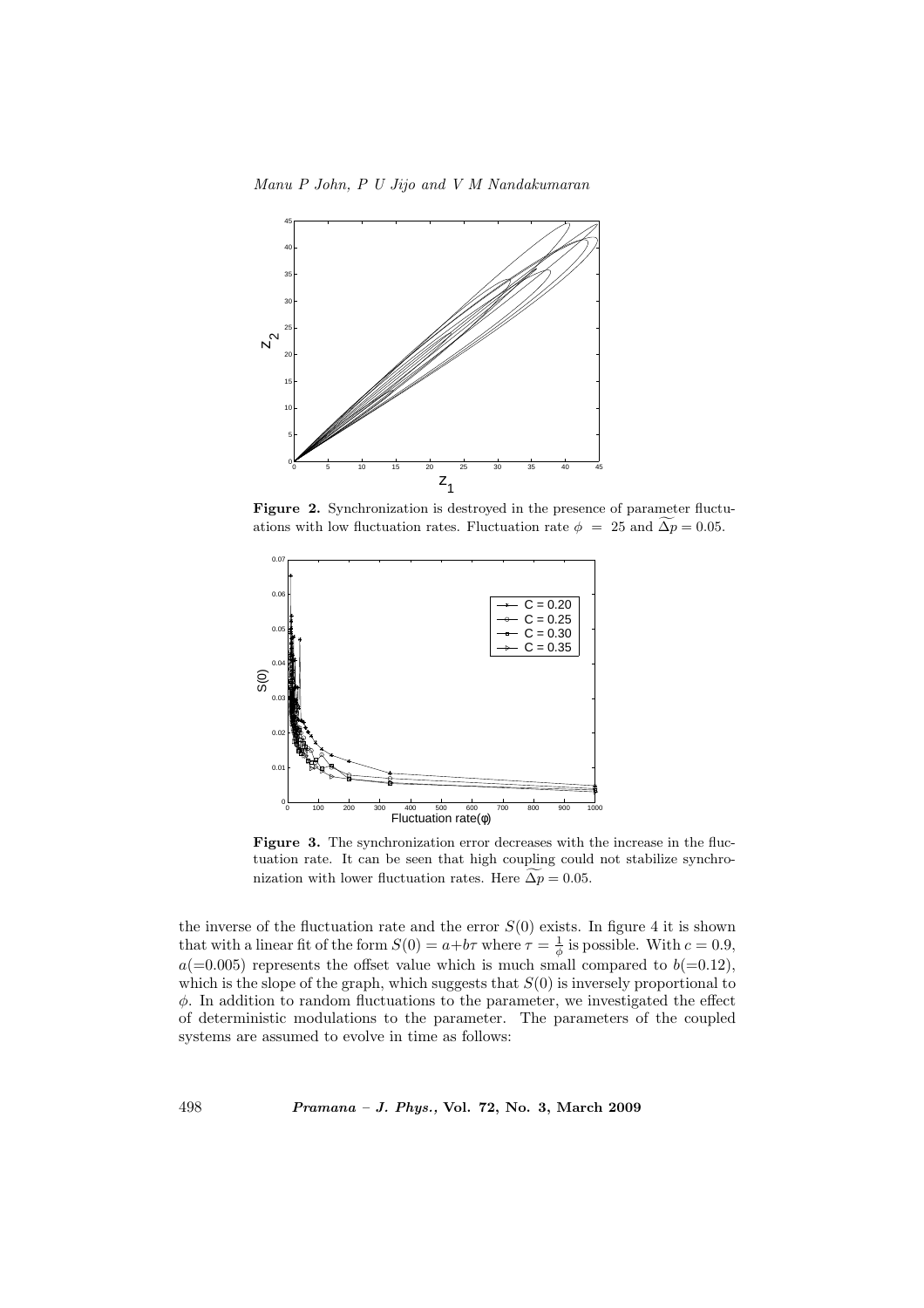**Figure 2.** Synchronization is destroyed in the presence of parameter fluctuations with low fluctuation rates. Fluctuation rate $\phi = 25$ and $\widetilde{\Delta p} = 0.05$.

**Figure 3.** The synchronization error decreases with the increase in the fluctuation rate. It can be seen that high coupling could not stabilize synchronization with lower fluctuation rates. Here $\widetilde{\Delta p} = 0.05$.

the inverse of the fluctuation rate and the error $S(0)$ exists. In figure 4 it is shown that with a linear fit of the form $S(0) = a + b\tau$ where $\tau = \frac{1}{\phi}$ is possible. With $c = 0.9$, $a(=0.005)$ represents the offset value which is much small compared to $b(=0.12)$, which is the slope of the graph, which suggests that $S(0)$ is inversely proportional to $\phi$. In addition to random fluctuations to the parameter, we investigated the effect of deterministic modulations to the parameter. The parameters of the coupled systems are assumed to evolve in time as follows: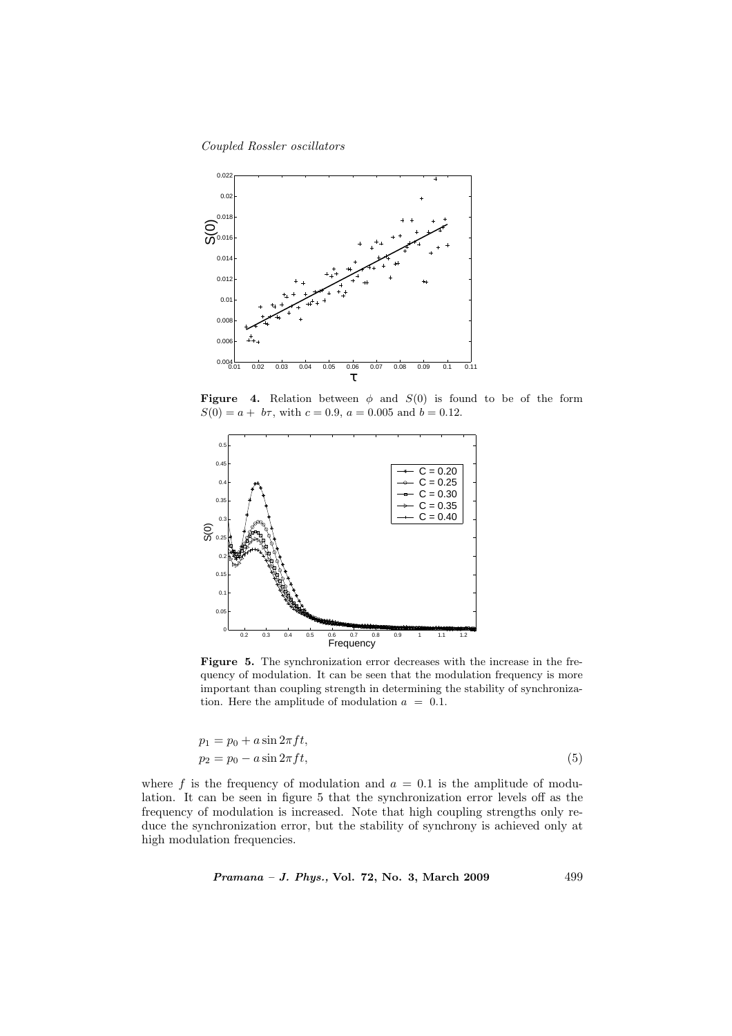**Figure 4.** Relation between $\phi$ and $S(0)$ is found to be of the form $S(0) = a + b\tau$, with $c = 0.9$, $a = 0.005$ and $b = 0.12$.

**Figure 5.** The synchronization error decreases with the increase in the frequency of modulation. It can be seen that the modulation frequency is more important than coupling strength in determining the stability of synchronization. Here the amplitude of modulation $a = 0.1$.

$$
\begin{aligned}
p_1 &= p_0 + a \sin 2\pi f t, \\
p_2 &= p_0 - a \sin 2\pi f t,
\end{aligned} \tag{5}
$$

where $f$ is the frequency of modulation and $a = 0.1$ is the amplitude of modulation. It can be seen in figure 5 that the synchronization error levels off as the frequency of modulation is increased. Note that high coupling strengths only reduce the synchronization error, but the stability of synchrony is achieved only at high modulation frequencies.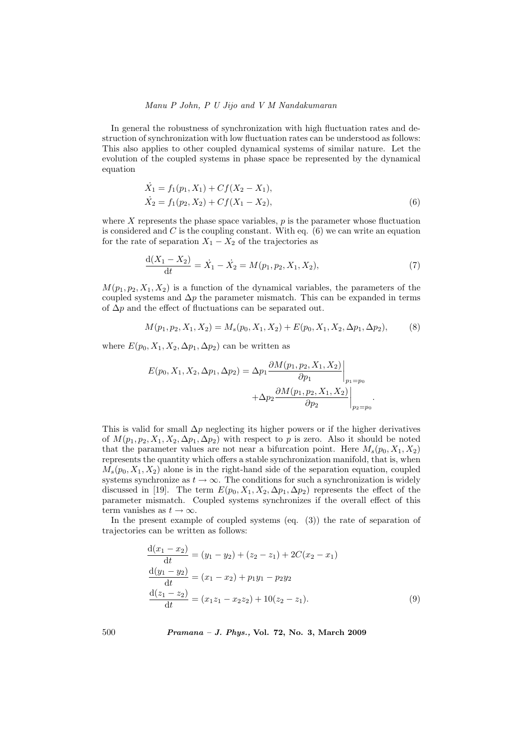In general the robustness of synchronization with high fluctuation rates and destruction of synchronization with low fluctuation rates can be understood as follows: This also applies to other coupled dynamical systems of similar nature. Let the evolution of the coupled systems in phase space be represented by the dynamical equation

$$
\begin{aligned}
\dot{X_1} &= f_1(p_1, X_1) + Cf(X_2 - X_1), \\
\dot{X_2} &= f_1(p_2, X_2) + Cf(X_1 - X_2),
\end{aligned} \tag{6}
$$

where $X$ represents the phase space variables, $p$ is the parameter whose fluctuation is considered and $C$ is the coupling constant. With eq. (6) we can write an equation for the rate of separation $X_1 - X_2$ of the trajectories as

$$
\frac{\mathrm{d}(X_1 - X_2)}{\mathrm{d}t} = \dot{X_1} - \dot{X_2} = M(p_1, p_2, X_1, X_2), \tag{7}
$$

$M(p_1, p_2, X_1, X_2)$ is a function of the dynamical variables, the parameters of the coupled systems and $\Delta p$ the parameter mismatch. This can be expanded in terms of $\Delta p$ and the effect of fluctuations can be separated out.

$$
M(p_1, p_2, X_1, X_2) = M_s(p_0, X_1, X_2) + E(p_0, X_1, X_2, \Delta p_1, \Delta p_2), \tag{8}
$$

where $E(p_0, X_1, X_2, \Delta p_1, \Delta p_2)$ can be written as

$$
\begin{aligned}
E(p_0, X_1, X_2, \Delta p_1, \Delta p_2) = \Delta p_1 & \left. \frac{\partial M(p_1, p_2, X_1, X_2)}{\partial p_1} \right|_{p_1 = p_0} \\
& + \Delta p_2 \left. \frac{\partial M(p_1, p_2, X_1, X_2)}{\partial p_2} \right|_{p_2 = p_0} .
\end{aligned}
$$

This is valid for small $\Delta p$ neglecting its higher powers or if the higher derivatives of $M(p_1, p_2, X_1, X_2, \Delta p_1, \Delta p_2)$ with respect to $p$ is zero. Also it should be noted that the parameter values are not near a bifurcation point. Here $M_s(p_0, X_1, X_2)$ represents the quantity which offers a stable synchronization manifold, that is, when $M_s(p_0, X_1, X_2)$ alone is in the right-hand side of the separation equation, coupled systems synchronize as $t \to \infty$. The conditions for such a synchronization is widely discussed in [19]. The term $E(p_0, X_1, X_2, \Delta p_1, \Delta p_2)$ represents the effect of the parameter mismatch. Coupled systems synchronizes if the overall effect of this term vanishes as $t \to \infty$.

In the present example of coupled systems (eq. (3)) the rate of separation of trajectories can be written as follows:

$$
\begin{aligned}
\frac{\mathrm{d}(x_1 - x_2)}{\mathrm{d}t} &= (y_1 - y_2) + (z_2 - z_1) + 2C(x_2 - x_1) \\
\frac{\mathrm{d}(y_1 - y_2)}{\mathrm{d}t} &= (x_1 - x_2) + p_1 y_1 - p_2 y_2 \\
\frac{\mathrm{d}(z_1 - z_2)}{\mathrm{d}t} &= (x_1 z_1 - x_2 z_2) + 10(z_2 - z_1).
\end{aligned} \tag{9}
$$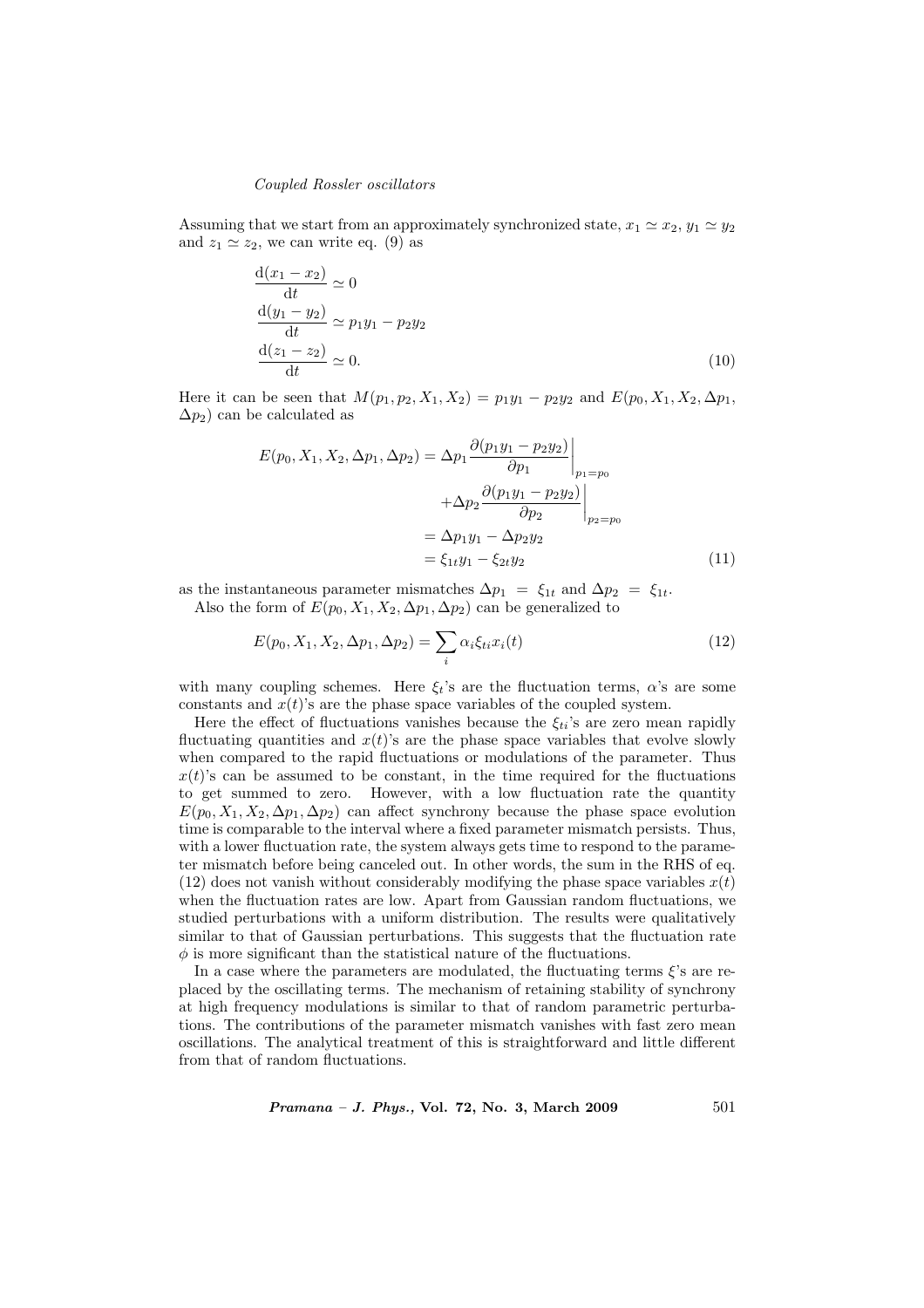Assuming that we start from an approximately synchronized state, $x_1 \simeq x_2$, $y_1 \simeq y_2$ and $z_1 \simeq z_2$, we can write eq. (9) as

$$
\begin{aligned}
\frac{\mathrm{d}(x_1 - x_2)}{\mathrm{d}t} &\simeq 0 \\
\frac{\mathrm{d}(y_1 - y_2)}{\mathrm{d}t} &\simeq p_1 y_1 - p_2 y_2 \\
\frac{\mathrm{d}(z_1 - z_2)}{\mathrm{d}t} &\simeq 0.
\end{aligned}
\tag{10}
$$

Here it can be seen that $M(p_1, p_2, X_1, X_2) = p_1 y_1 - p_2 y_2$ and $E(p_0, X_1, X_2, \Delta p_1, \Delta p_2)$ can be calculated as

$$
\begin{aligned}
E(p_0, X_1, X_2, \Delta p_1, \Delta p_2) &= \Delta p_1 \left.\frac{\partial (p_1 y_1 - p_2 y_2)}{\partial p_1}\right|_{p_1 = p_0} \\
&\quad + \Delta p_2 \left.\frac{\partial (p_1 y_1 - p_2 y_2)}{\partial p_2}\right|_{p_2 = p_0} \\
&= \Delta p_1 y_1 - \Delta p_2 y_2 \\
&= \xi_{1t} y_1 - \xi_{2t} y_2
\end{aligned}
\tag{11}
$$

as the instantaneous parameter mismatches $\Delta p_1 = \xi_{1t}$ and $\Delta p_2 = \xi_{1t}$.

Also the form of $E(p_0, X_1, X_2, \Delta p_1, \Delta p_2)$ can be generalized to

$$
E(p_0, X_1, X_2, \Delta p_1, \Delta p_2) = \sum_i \alpha_i \xi_{ti} x_i(t) \tag{12}
$$

with many coupling schemes. Here $\xi_t$'s are the fluctuation terms, $\alpha$'s are some constants and $x(t)$'s are the phase space variables of the coupled system.

Here the effect of fluctuations vanishes because the $\xi_{ti}$'s are zero mean rapidly fluctuating quantities and $x(t)$'s are the phase space variables that evolve slowly when compared to the rapid fluctuations or modulations of the parameter. Thus $x(t)$'s can be assumed to be constant, in the time required for the fluctuations to get summed to zero. However, with a low fluctuation rate the quantity $E(p_0, X_1, X_2, \Delta p_1, \Delta p_2)$ can affect synchrony because the phase space evolution time is comparable to the interval where a fixed parameter mismatch persists. Thus, with a lower fluctuation rate, the system always gets time to respond to the parameter mismatch before being canceled out. In other words, the sum in the RHS of eq. (12) does not vanish without considerably modifying the phase space variables $x(t)$ when the fluctuation rates are low. Apart from Gaussian random fluctuations, we studied perturbations with a uniform distribution. The results were qualitatively similar to that of Gaussian perturbations. This suggests that the fluctuation rate $\phi$ is more significant than the statistical nature of the fluctuations.

In a case where the parameters are modulated, the fluctuating terms $\xi$'s are replaced by the oscillating terms. The mechanism of retaining stability of synchrony at high frequency modulations is similar to that of random parametric perturbations. The contributions of the parameter mismatch vanishes with fast zero mean oscillations. The analytical treatment of this is straightforward and little different from that of random fluctuations.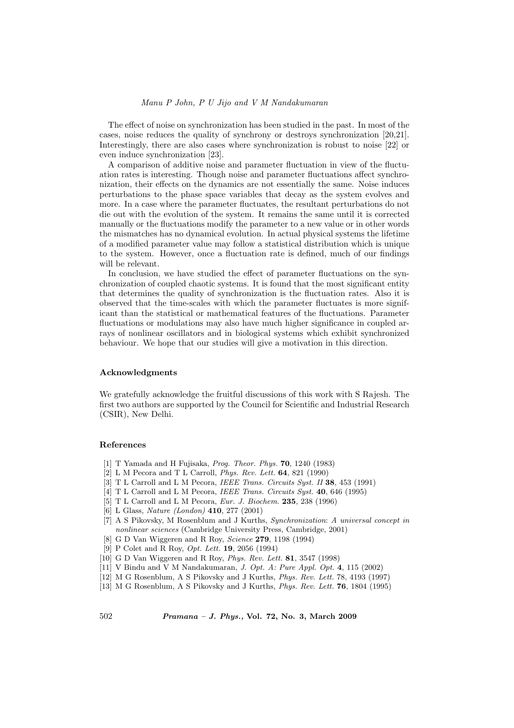The effect of noise on synchronization has been studied in the past. In most of the cases, noise reduces the quality of synchrony or destroys synchronization [20,21]. Interestingly, there are also cases where synchronization is robust to noise [22] or even induce synchronization [23].

A comparison of additive noise and parameter fluctuation in view of the fluctuation rates is interesting. Though noise and parameter fluctuations affect synchronization, their effects on the dynamics are not essentially the same. Noise induces perturbations to the phase space variables that decay as the system evolves and more. In a case where the parameter fluctuates, the resultant perturbations do not die out with the evolution of the system. It remains the same until it is corrected manually or the fluctuations modify the parameter to a new value or in other words the mismatches has no dynamical evolution. In actual physical systems the lifetime of a modified parameter value may follow a statistical distribution which is unique to the system. However, once a fluctuation rate is defined, much of our findings will be relevant.

In conclusion, we have studied the effect of parameter fluctuations on the synchronization of coupled chaotic systems. It is found that the most significant entity that determines the quality of synchronization is the fluctuation rates. Also it is observed that the time-scales with which the parameter fluctuates is more significant than the statistical or mathematical features of the fluctuations. Parameter fluctuations or modulations may also have much higher significance in coupled arrays of nonlinear oscillators and in biological systems which exhibit synchronized behaviour. We hope that our studies will give a motivation in this direction.

## Acknowledgments

We gratefully acknowledge the fruitful discussions of this work with S Rajesh. The first two authors are supported by the Council for Scientific and Industrial Research (CSIR), New Delhi.

## References

[1] T Yamada and H Fujisaka, *Prog. Theor. Phys.* **70**, 1240 (1983)
[2] L M Pecora and T L Carroll, *Phys. Rev. Lett.* **64**, 821 (1990)
[3] T L Carroll and L M Pecora, *IEEE Trans. Circuits Syst. II* **38**, 453 (1991)
[4] T L Carroll and L M Pecora, *IEEE Trans. Circuits Syst.* **40**, 646 (1995)
[5] T L Carroll and L M Pecora, *Eur. J. Biochem.* **235**, 238 (1996)
[6] L Glass, *Nature (London)* **410**, 277 (2001)
[7] A S Pikovsky, M Rosenblum and J Kurths, *Synchronization: A universal concept in nonlinear sciences* (Cambridge University Press, Cambridge, 2001)
[8] G D Van Wiggeren and R Roy, *Science* **279**, 1198 (1994)
[9] P Colet and R Roy, *Opt. Lett.* **19**, 2056 (1994)
[10] G D Van Wiggeren and R Roy, *Phys. Rev. Lett.* **81**, 3547 (1998)
[11] V Bindu and V M Nandakumaran, *J. Opt. A: Pure Appl. Opt.* **4**, 115 (2002)
[12] M G Rosenblum, A S Pikovsky and J Kurths, *Phys. Rev. Lett.* 78, 4193 (1997)
[13] M G Rosenblum, A S Pikovsky and J Kurths, *Phys. Rev. Lett.* **76**, 1804 (1995)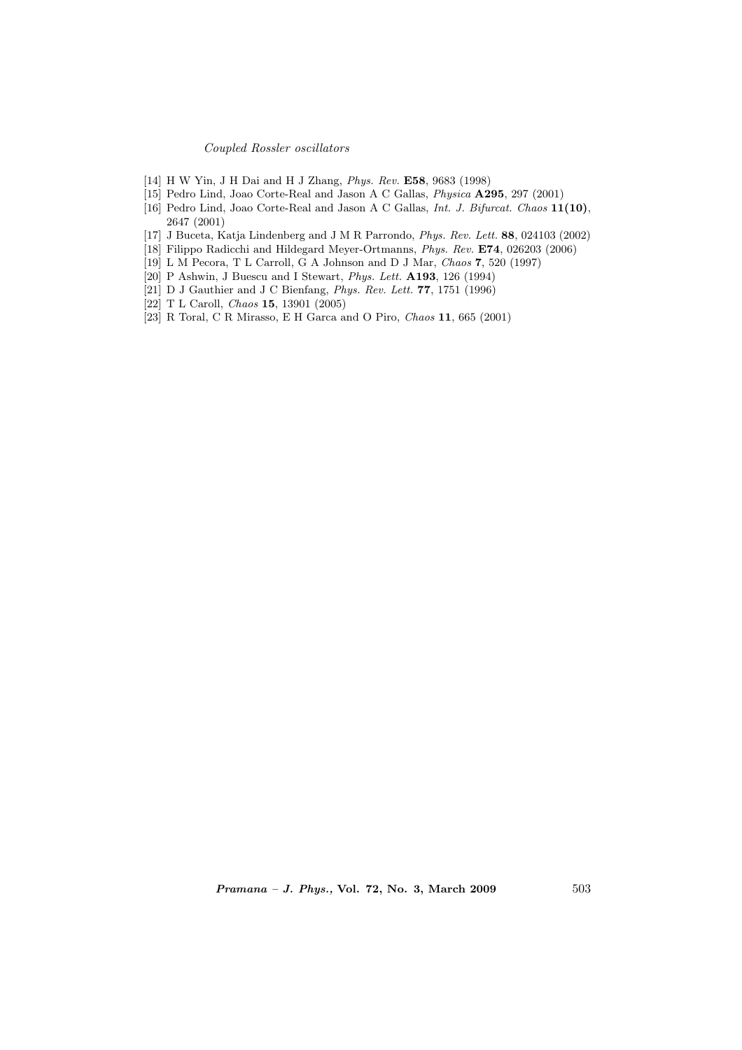[14] H W Yin, J H Dai and H J Zhang, *Phys. Rev.* **E58**, 9683 (1998)

[15] Pedro Lind, Joao Corte-Real and Jason A C Gallas, *Physica* **A295**, 297 (2001)

[16] Pedro Lind, Joao Corte-Real and Jason A C Gallas, *Int. J. Bifurcat. Chaos* **11(10)**, 2647 (2001)

[17] J Buceta, Katja Lindenberg and J M R Parrondo, *Phys. Rev. Lett.* **88**, 024103 (2002)

[18] Filippo Radicchi and Hildegard Meyer-Ortmanns, *Phys. Rev.* **E74**, 026203 (2006)

[19] L M Pecora, T L Carroll, G A Johnson and D J Mar, *Chaos* **7**, 520 (1997)

[20] P Ashwin, J Buescu and I Stewart, *Phys. Lett.* **A193**, 126 (1994)

[21] D J Gauthier and J C Bienfang, *Phys. Rev. Lett.* **77**, 1751 (1996)

[22] T L Caroll, *Chaos* **15**, 13901 (2005)

[23] R Toral, C R Mirasso, E H Garca and O Piro, *Chaos* **11**, 665 (2001)